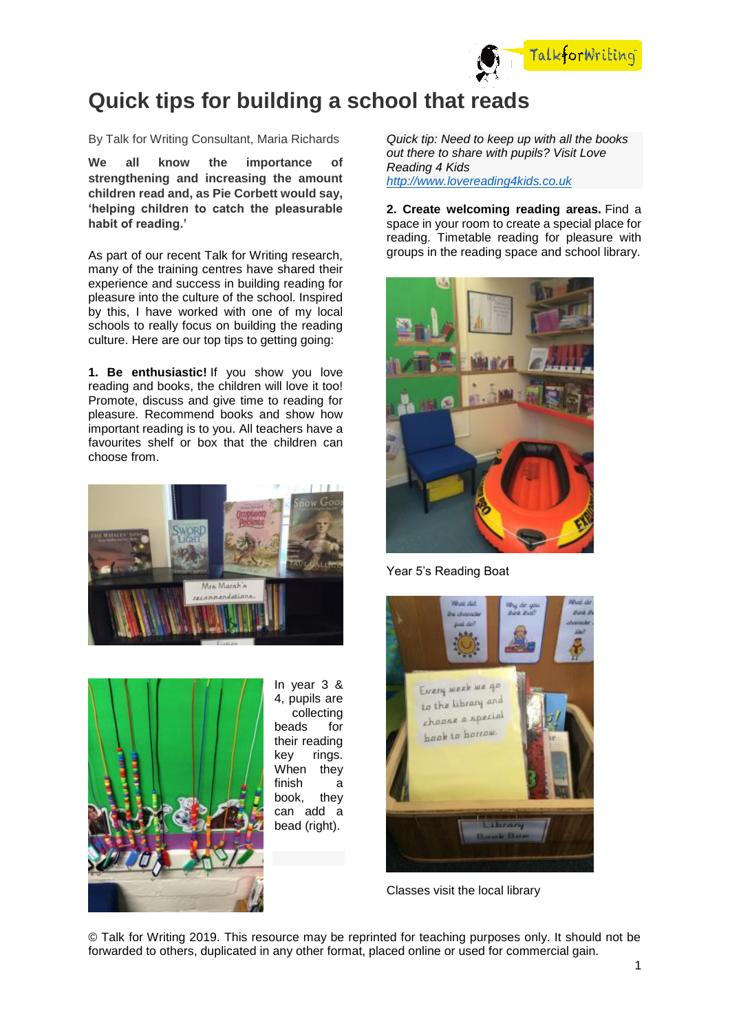# Quick tips for building a school that reads

By Talk for Writing Consultant, Maria Richards

**We all know the importance of strengthening and increasing the amount children read and, as Pie Corbett would say, 'helping children to catch the pleasurable habit of reading.'**

As part of our recent Talk for Writing research, many of the training centres have shared their experience and success in building reading for pleasure into the culture of the school. Inspired by this, I have worked with one of my local schools to really focus on building the reading culture. Here are our top tips to getting going:

**1. Be enthusiastic!** If you show you love reading and books, the children will love it too! Promote, discuss and give time to reading for pleasure. Recommend books and show how important reading is to you. All teachers have a favourites shelf or box that the children can choose from.

In year 3 & 4, pupils are collecting beads for their reading key rings. When they finish a book, they can add a bead (right).

*Quick tip: Need to keep up with all the books out there to share with pupils? Visit Love Reading 4 Kids* [http://www.lovereading4kids.co.uk](http://www.lovereading4kids.co.uk)

**2. Create welcoming reading areas.** Find a space in your room to create a special place for reading. Timetable reading for pleasure with groups in the reading space and school library.

Year 5's Reading Boat

Classes visit the local library

© Talk for Writing 2019. This resource may be reprinted for teaching purposes only. It should not be forwarded to others, duplicated in any other format, placed online or used for commercial gain.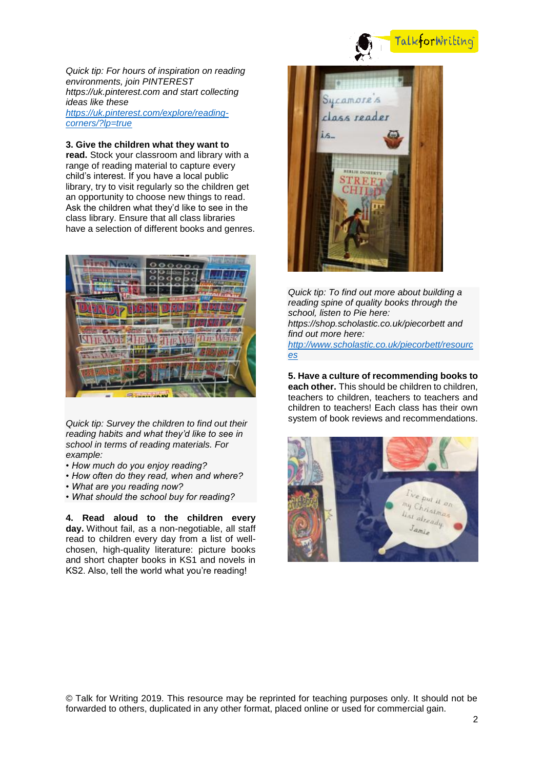*Quick tip: For hours of inspiration on reading environments, join PINTEREST https://uk.pinterest.com and start collecting ideas like these [https://uk.pinterest.com/explore/reading-corners/?lp=true](https://uk.pinterest.com/explore/reading-corners/?lp=true)*

**3. Give the children what they want to read.** Stock your classroom and library with a range of reading material to capture every child's interest. If you have a local public library, try to visit regularly so the children get an opportunity to choose new things to read. Ask the children what they'd like to see in the class library. Ensure that all class libraries have a selection of different books and genres.

*Quick tip: Survey the children to find out their reading habits and what they'd like to see in school in terms of reading materials. For example:*

- *How much do you enjoy reading?*
- *How often do they read, when and where?*
- *What are you reading now?*
- *What should the school buy for reading?*

**4. Read aloud to the children every day.** Without fail, as a non-negotiable, all staff read to children every day from a list of well-chosen, high-quality literature: picture books and short chapter books in KS1 and novels in KS2. Also, tell the world what you're reading!

*Quick tip: To find out more about building a reading spine of quality books through the school, listen to Pie here: https://shop.scholastic.co.uk/piecorbett and find out more here: [http://www.scholastic.co.uk/piecorbett/resources](http://www.scholastic.co.uk/piecorbett/resources)*

**5. Have a culture of recommending books to each other.** This should be children to children, teachers to children, teachers to teachers and children to teachers! Each class has their own system of book reviews and recommendations.

© Talk for Writing 2019. This resource may be reprinted for teaching purposes only. It should not be forwarded to others, duplicated in any other format, placed online or used for commercial gain.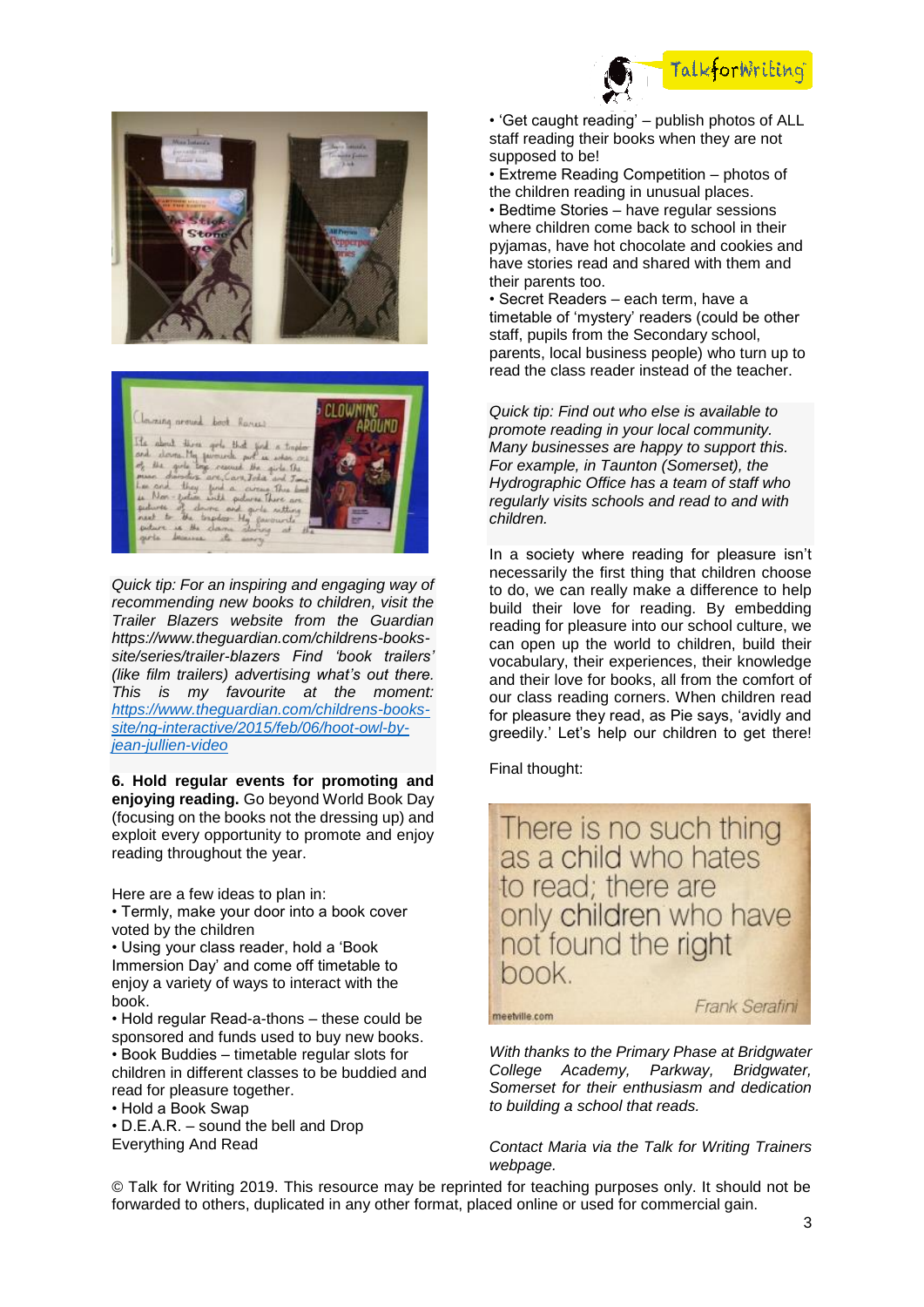*Quick tip: For an inspiring and engaging way of recommending new books to children, visit the Trailer Blazers website from the Guardian https://www.theguardian.com/childrens-books-site/series/trailer-blazers Find 'book trailers' (like film trailers) advertising what's out there. This is my favourite at the moment: [https://www.theguardian.com/childrens-books-site/ng-interactive/2015/feb/06/hoot-owl-by-jean-jullien-video](https://www.theguardian.com/childrens-books-site/ng-interactive/2015/feb/06/hoot-owl-by-jean-jullien-video)*

**6. Hold regular events for promoting and enjoying reading.** Go beyond World Book Day (focusing on the books not the dressing up) and exploit every opportunity to promote and enjoy reading throughout the year.

Here are a few ideas to plan in:

- Termly, make your door into a book cover voted by the children
- Using your class reader, hold a 'Book Immersion Day' and come off timetable to enjoy a variety of ways to interact with the book.
- Hold regular Read-a-thons – these could be sponsored and funds used to buy new books.
- Book Buddies – timetable regular slots for children in different classes to be buddied and read for pleasure together.
- Hold a Book Swap
- D.E.A.R. – sound the bell and Drop Everything And Read
- 'Get caught reading' – publish photos of ALL staff reading their books when they are not supposed to be!
- Extreme Reading Competition – photos of the children reading in unusual places.
- Bedtime Stories – have regular sessions where children come back to school in their pyjamas, have hot chocolate and cookies and have stories read and shared with them and their parents too.
- Secret Readers – each term, have a timetable of 'mystery' readers (could be other staff, pupils from the Secondary school, parents, local business people) who turn up to read the class reader instead of the teacher.

*Quick tip: Find out who else is available to promote reading in your local community. Many businesses are happy to support this. For example, in Taunton (Somerset), the Hydrographic Office has a team of staff who regularly visits schools and read to and with children.*

In a society where reading for pleasure isn't necessarily the first thing that children choose to do, we can really make a difference to help build their love for reading. By embedding reading for pleasure into our school culture, we can open up the world to children, build their vocabulary, their experiences, their knowledge and their love for books, all from the comfort of our class reading corners. When children read for pleasure they read, as Pie says, 'avidly and greedily.' Let's help our children to get there!

Final thought:

There is no such thing as a child who hates to read; there are only children who have not found the right book.

Frank Serafini

*With thanks to the Primary Phase at Bridgwater College Academy, Parkway, Bridgwater, Somerset for their enthusiasm and dedication to building a school that reads.*

*Contact Maria via the Talk for Writing Trainers webpage.*

© Talk for Writing 2019. This resource may be reprinted for teaching purposes only. It should not be forwarded to others, duplicated in any other format, placed online or used for commercial gain.